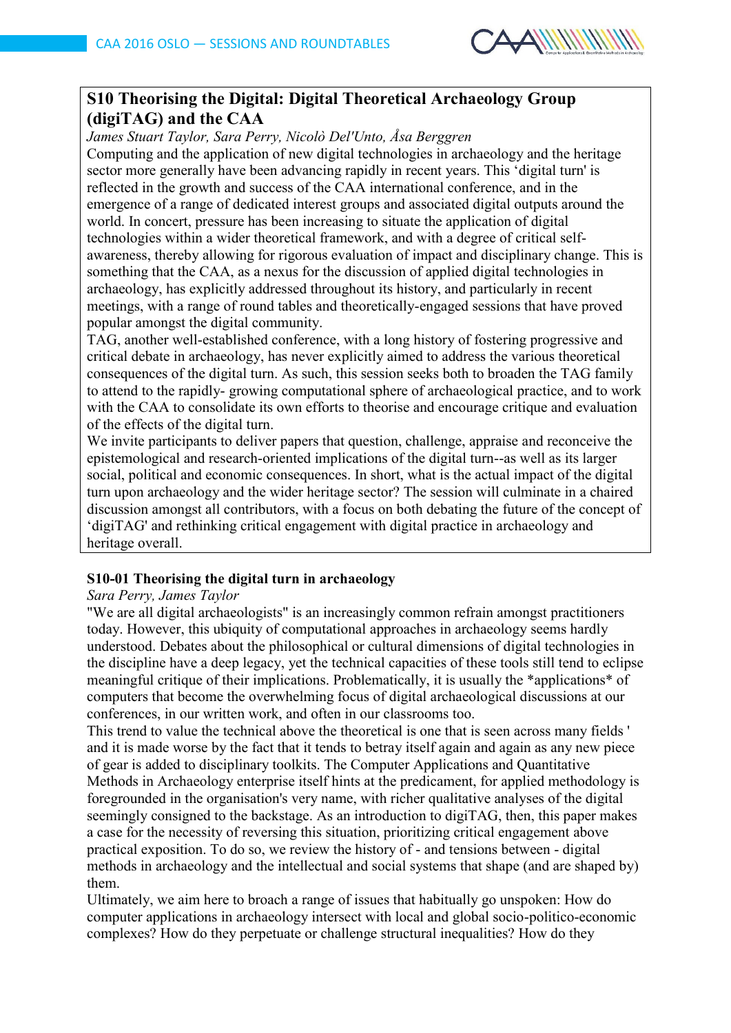## S10 Theorising the Digital: Digital Theoretical Archaeology Group (digiTAG) and the CAA

*James Stuart Taylor, Sara Perry, Nicolò Del'Unto, Åsa Berggren*

Computing and the application of new digital technologies in archaeology and the heritage sector more generally have been advancing rapidly in recent years. This 'digital turn' is reflected in the growth and success of the CAA international conference, and in the emergence of a range of dedicated interest groups and associated digital outputs around the world. In concert, pressure has been increasing to situate the application of digital technologies within a wider theoretical framework, and with a degree of critical self-awareness, thereby allowing for rigorous evaluation of impact and disciplinary change. This is something that the CAA, as a nexus for the discussion of applied digital technologies in archaeology, has explicitly addressed throughout its history, and particularly in recent meetings, with a range of round tables and theoretically-engaged sessions that have proved popular amongst the digital community.

TAG, another well-established conference, with a long history of fostering progressive and critical debate in archaeology, has never explicitly aimed to address the various theoretical consequences of the digital turn. As such, this session seeks both to broaden the TAG family to attend to the rapidly- growing computational sphere of archaeological practice, and to work with the CAA to consolidate its own efforts to theorise and encourage critique and evaluation of the effects of the digital turn.

We invite participants to deliver papers that question, challenge, appraise and reconceive the epistemological and research-oriented implications of the digital turn--as well as its larger social, political and economic consequences. In short, what is the actual impact of the digital turn upon archaeology and the wider heritage sector? The session will culminate in a chaired discussion amongst all contributors, with a focus on both debating the future of the concept of 'digiTAG' and rethinking critical engagement with digital practice in archaeology and heritage overall.

### S10-01 Theorising the digital turn in archaeology

*Sara Perry, James Taylor*

"We are all digital archaeologists" is an increasingly common refrain amongst practitioners today. However, this ubiquity of computational approaches in archaeology seems hardly understood. Debates about the philosophical or cultural dimensions of digital technologies in the discipline have a deep legacy, yet the technical capacities of these tools still tend to eclipse meaningful critique of their implications. Problematically, it is usually the *applications* of computers that become the overwhelming focus of digital archaeological discussions at our conferences, in our written work, and often in our classrooms too.

This trend to value the technical above the theoretical is one that is seen across many fields ' and it is made worse by the fact that it tends to betray itself again and again as any new piece of gear is added to disciplinary toolkits. The Computer Applications and Quantitative Methods in Archaeology enterprise itself hints at the predicament, for applied methodology is foregrounded in the organisation's very name, with richer qualitative analyses of the digital seemingly consigned to the backstage. As an introduction to digiTAG, then, this paper makes a case for the necessity of reversing this situation, prioritizing critical engagement above practical exposition. To do so, we review the history of - and tensions between - digital methods in archaeology and the intellectual and social systems that shape (and are shaped by) them.

Ultimately, we aim here to broach a range of issues that habitually go unspoken: How do computer applications in archaeology intersect with local and global socio-politico-economic complexes? How do they perpetuate or challenge structural inequalities? How do they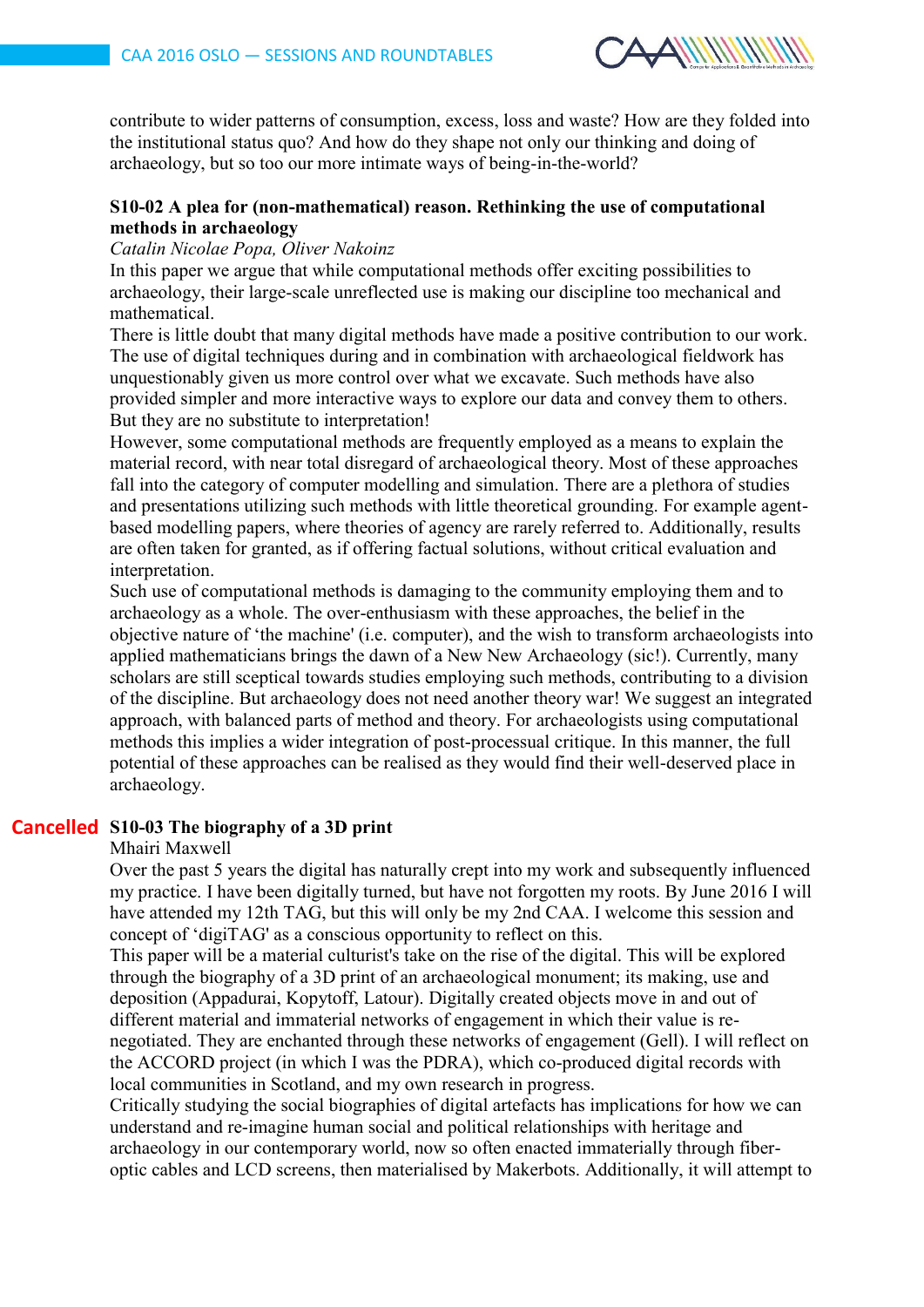contribute to wider patterns of consumption, excess, loss and waste? How are they folded into the institutional status quo? And how do they shape not only our thinking and doing of archaeology, but so too our more intimate ways of being-in-the-world?

### S10-02 A plea for (non-mathematical) reason. Rethinking the use of computational methods in archaeology

*Catalin Nicolae Popa, Oliver Nakoinz*

In this paper we argue that while computational methods offer exciting possibilities to archaeology, their large-scale unreflected use is making our discipline too mechanical and mathematical.

There is little doubt that many digital methods have made a positive contribution to our work. The use of digital techniques during and in combination with archaeological fieldwork has unquestionably given us more control over what we excavate. Such methods have also provided simpler and more interactive ways to explore our data and convey them to others. But they are no substitute to interpretation!

However, some computational methods are frequently employed as a means to explain the material record, with near total disregard of archaeological theory. Most of these approaches fall into the category of computer modelling and simulation. There are a plethora of studies and presentations utilizing such methods with little theoretical grounding. For example agent-based modelling papers, where theories of agency are rarely referred to. Additionally, results are often taken for granted, as if offering factual solutions, without critical evaluation and interpretation.

Such use of computational methods is damaging to the community employing them and to archaeology as a whole. The over-enthusiasm with these approaches, the belief in the objective nature of 'the machine' (i.e. computer), and the wish to transform archaeologists into applied mathematicians brings the dawn of a New New Archaeology (sic!). Currently, many scholars are still sceptical towards studies employing such methods, contributing to a division of the discipline. But archaeology does not need another theory war! We suggest an integrated approach, with balanced parts of method and theory. For archaeologists using computational methods this implies a wider integration of post-processual critique. In this manner, the full potential of these approaches can be realised as they would find their well-deserved place in archaeology.

### Cancelled S10-03 The biography of a 3D print

Mhairi Maxwell

Over the past 5 years the digital has naturally crept into my work and subsequently influenced my practice. I have been digitally turned, but have not forgotten my roots. By June 2016 I will have attended my 12th TAG, but this will only be my 2nd CAA. I welcome this session and concept of 'digiTAG' as a conscious opportunity to reflect on this.

This paper will be a material culturist's take on the rise of the digital. This will be explored through the biography of a 3D print of an archaeological monument; its making, use and deposition (Appadurai, Kopytoff, Latour). Digitally created objects move in and out of different material and immaterial networks of engagement in which their value is re-negotiated. They are enchanted through these networks of engagement (Gell). I will reflect on the ACCORD project (in which I was the PDRA), which co-produced digital records with local communities in Scotland, and my own research in progress.

Critically studying the social biographies of digital artefacts has implications for how we can understand and re-imagine human social and political relationships with heritage and archaeology in our contemporary world, now so often enacted immaterially through fiber-optic cables and LCD screens, then materialised by Makerbots. Additionally, it will attempt to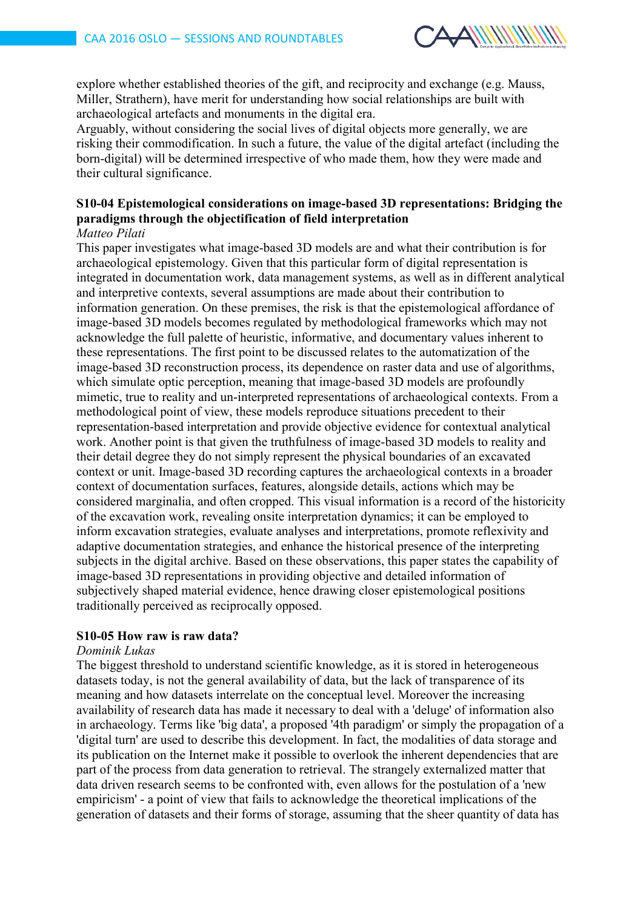explore whether established theories of the gift, and reciprocity and exchange (e.g. Mauss, Miller, Strathern), have merit for understanding how social relationships are built with archaeological artefacts and monuments in the digital era.
Arguably, without considering the social lives of digital objects more generally, we are risking their commodification. In such a future, the value of the digital artefact (including the born-digital) will be determined irrespective of who made them, how they were made and their cultural significance.

### S10-04 Epistemological considerations on image-based 3D representations: Bridging the paradigms through the objectification of field interpretation

*Matteo Pilati*

This paper investigates what image-based 3D models are and what their contribution is for archaeological epistemology. Given that this particular form of digital representation is integrated in documentation work, data management systems, as well as in different analytical and interpretive contexts, several assumptions are made about their contribution to information generation. On these premises, the risk is that the epistemological affordance of image-based 3D models becomes regulated by methodological frameworks which may not acknowledge the full palette of heuristic, informative, and documentary values inherent to these representations. The first point to be discussed relates to the automatization of the image-based 3D reconstruction process, its dependence on raster data and use of algorithms, which simulate optic perception, meaning that image-based 3D models are profoundly mimetic, true to reality and un-interpreted representations of archaeological contexts. From a methodological point of view, these models reproduce situations precedent to their representation-based interpretation and provide objective evidence for contextual analytical work. Another point is that given the truthfulness of image-based 3D models to reality and their detail degree they do not simply represent the physical boundaries of an excavated context or unit. Image-based 3D recording captures the archaeological contexts in a broader context of documentation surfaces, features, alongside details, actions which may be considered marginalia, and often cropped. This visual information is a record of the historicity of the excavation work, revealing onsite interpretation dynamics; it can be employed to inform excavation strategies, evaluate analyses and interpretations, promote reflexivity and adaptive documentation strategies, and enhance the historical presence of the interpreting subjects in the digital archive. Based on these observations, this paper states the capability of image-based 3D representations in providing objective and detailed information of subjectively shaped material evidence, hence drawing closer epistemological positions traditionally perceived as reciprocally opposed.

### S10-05 How raw is raw data?

*Dominik Lukas*

The biggest threshold to understand scientific knowledge, as it is stored in heterogeneous datasets today, is not the general availability of data, but the lack of transparence of its meaning and how datasets interrelate on the conceptual level. Moreover the increasing availability of research data has made it necessary to deal with a 'deluge' of information also in archaeology. Terms like 'big data', a proposed '4th paradigm' or simply the propagation of a 'digital turn' are used to describe this development. In fact, the modalities of data storage and its publication on the Internet make it possible to overlook the inherent dependencies that are part of the process from data generation to retrieval. The strangely externalized matter that data driven research seems to be confronted with, even allows for the postulation of a 'new empiricism' - a point of view that fails to acknowledge the theoretical implications of the generation of datasets and their forms of storage, assuming that the sheer quantity of data has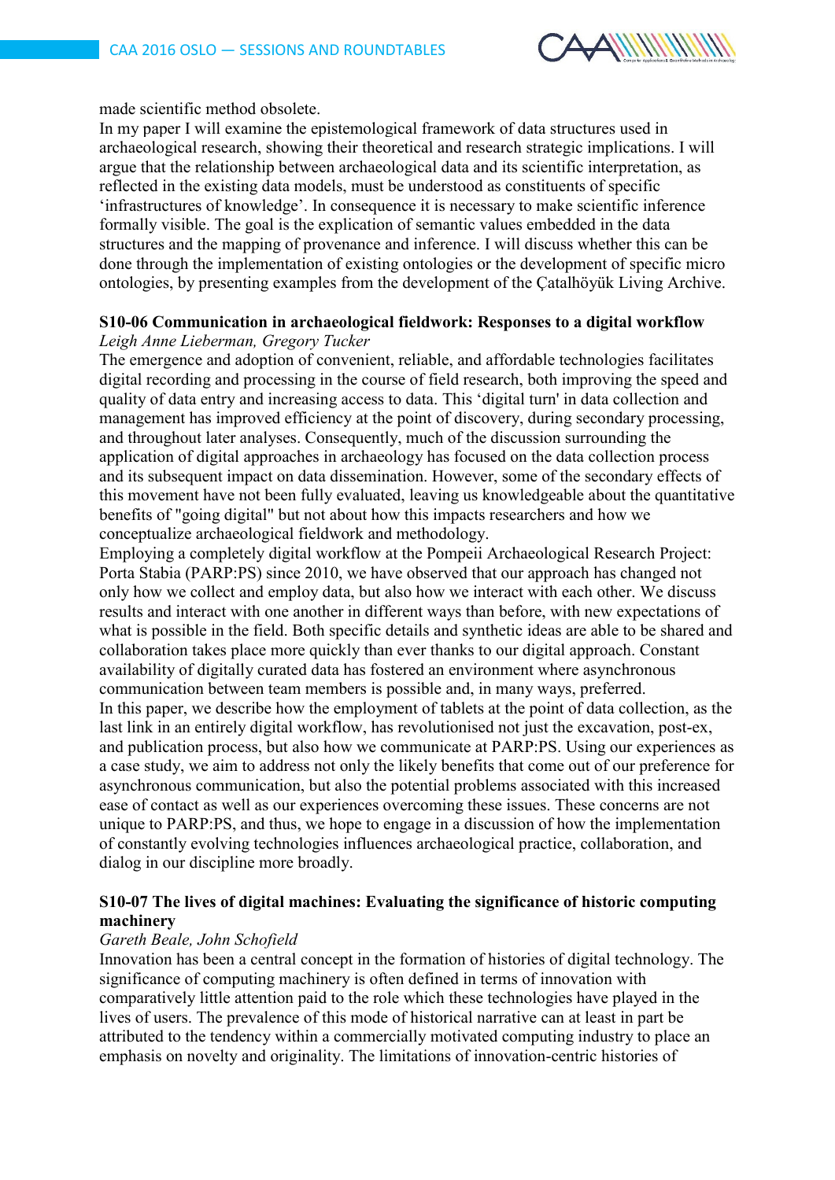made scientific method obsolete.
In my paper I will examine the epistemological framework of data structures used in archaeological research, showing their theoretical and research strategic implications. I will argue that the relationship between archaeological data and its scientific interpretation, as reflected in the existing data models, must be understood as constituents of specific 'infrastructures of knowledge'. In consequence it is necessary to make scientific inference formally visible. The goal is the explication of semantic values embedded in the data structures and the mapping of provenance and inference. I will discuss whether this can be done through the implementation of existing ontologies or the development of specific micro ontologies, by presenting examples from the development of the Çatalhöyük Living Archive.

### S10-06 Communication in archaeological fieldwork: Responses to a digital workflow

*Leigh Anne Lieberman, Gregory Tucker*

The emergence and adoption of convenient, reliable, and affordable technologies facilitates digital recording and processing in the course of field research, both improving the speed and quality of data entry and increasing access to data. This 'digital turn' in data collection and management has improved efficiency at the point of discovery, during secondary processing, and throughout later analyses. Consequently, much of the discussion surrounding the application of digital approaches in archaeology has focused on the data collection process and its subsequent impact on data dissemination. However, some of the secondary effects of this movement have not been fully evaluated, leaving us knowledgeable about the quantitative benefits of "going digital" but not about how this impacts researchers and how we conceptualize archaeological fieldwork and methodology.
Employing a completely digital workflow at the Pompeii Archaeological Research Project: Porta Stabia (PARP:PS) since 2010, we have observed that our approach has changed not only how we collect and employ data, but also how we interact with each other. We discuss results and interact with one another in different ways than before, with new expectations of what is possible in the field. Both specific details and synthetic ideas are able to be shared and collaboration takes place more quickly than ever thanks to our digital approach. Constant availability of digitally curated data has fostered an environment where asynchronous communication between team members is possible and, in many ways, preferred.
In this paper, we describe how the employment of tablets at the point of data collection, as the last link in an entirely digital workflow, has revolutionised not just the excavation, post-ex, and publication process, but also how we communicate at PARP:PS. Using our experiences as a case study, we aim to address not only the likely benefits that come out of our preference for asynchronous communication, but also the potential problems associated with this increased ease of contact as well as our experiences overcoming these issues. These concerns are not unique to PARP:PS, and thus, we hope to engage in a discussion of how the implementation of constantly evolving technologies influences archaeological practice, collaboration, and dialog in our discipline more broadly.

### S10-07 The lives of digital machines: Evaluating the significance of historic computing machinery

*Gareth Beale, John Schofield*

Innovation has been a central concept in the formation of histories of digital technology. The significance of computing machinery is often defined in terms of innovation with comparatively little attention paid to the role which these technologies have played in the lives of users. The prevalence of this mode of historical narrative can at least in part be attributed to the tendency within a commercially motivated computing industry to place an emphasis on novelty and originality. The limitations of innovation-centric histories of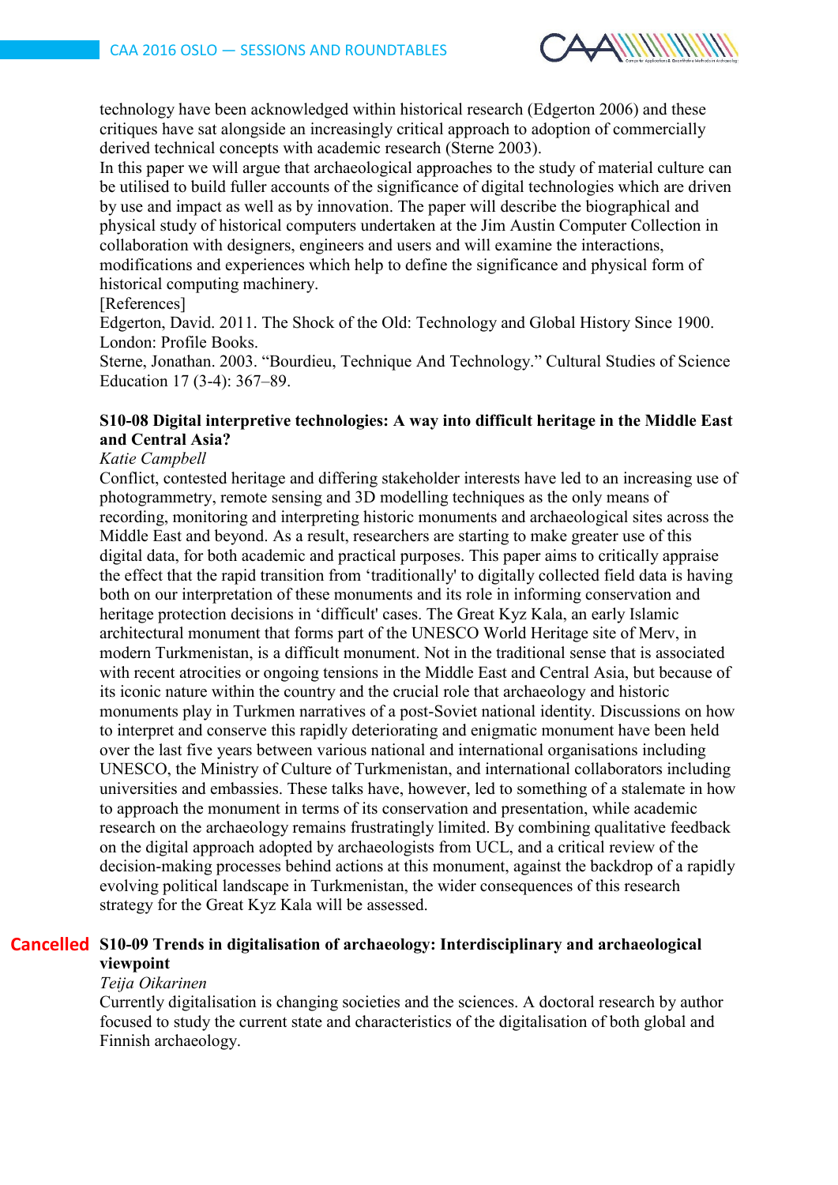technology have been acknowledged within historical research (Edgerton 2006) and these critiques have sat alongside an increasingly critical approach to adoption of commercially derived technical concepts with academic research (Sterne 2003).

In this paper we will argue that archaeological approaches to the study of material culture can be utilised to build fuller accounts of the significance of digital technologies which are driven by use and impact as well as by innovation. The paper will describe the biographical and physical study of historical computers undertaken at the Jim Austin Computer Collection in collaboration with designers, engineers and users and will examine the interactions, modifications and experiences which help to define the significance and physical form of historical computing machinery.

[References]

Edgerton, David. 2011. The Shock of the Old: Technology and Global History Since 1900. London: Profile Books.

Sterne, Jonathan. 2003. "Bourdieu, Technique And Technology." Cultural Studies of Science Education 17 (3-4): 367–89.

### S10-08 Digital interpretive technologies: A way into difficult heritage in the Middle East and Central Asia?

*Katie Campbell*

Conflict, contested heritage and differing stakeholder interests have led to an increasing use of photogrammetry, remote sensing and 3D modelling techniques as the only means of recording, monitoring and interpreting historic monuments and archaeological sites across the Middle East and beyond. As a result, researchers are starting to make greater use of this digital data, for both academic and practical purposes. This paper aims to critically appraise the effect that the rapid transition from 'traditionally' to digitally collected field data is having both on our interpretation of these monuments and its role in informing conservation and heritage protection decisions in 'difficult' cases. The Great Kyz Kala, an early Islamic architectural monument that forms part of the UNESCO World Heritage site of Merv, in modern Turkmenistan, is a difficult monument. Not in the traditional sense that is associated with recent atrocities or ongoing tensions in the Middle East and Central Asia, but because of its iconic nature within the country and the crucial role that archaeology and historic monuments play in Turkmen narratives of a post-Soviet national identity. Discussions on how to interpret and conserve this rapidly deteriorating and enigmatic monument have been held over the last five years between various national and international organisations including UNESCO, the Ministry of Culture of Turkmenistan, and international collaborators including universities and embassies. These talks have, however, led to something of a stalemate in how to approach the monument in terms of its conservation and presentation, while academic research on the archaeology remains frustratingly limited. By combining qualitative feedback on the digital approach adopted by archaeologists from UCL, and a critical review of the decision-making processes behind actions at this monument, against the backdrop of a rapidly evolving political landscape in Turkmenistan, the wider consequences of this research strategy for the Great Kyz Kala will be assessed.

### Cancelled S10-09 Trends in digitalisation of archaeology: Interdisciplinary and archaeological viewpoint

*Teija Oikarinen*

Currently digitalisation is changing societies and the sciences. A doctoral research by author focused to study the current state and characteristics of the digitalisation of both global and Finnish archaeology.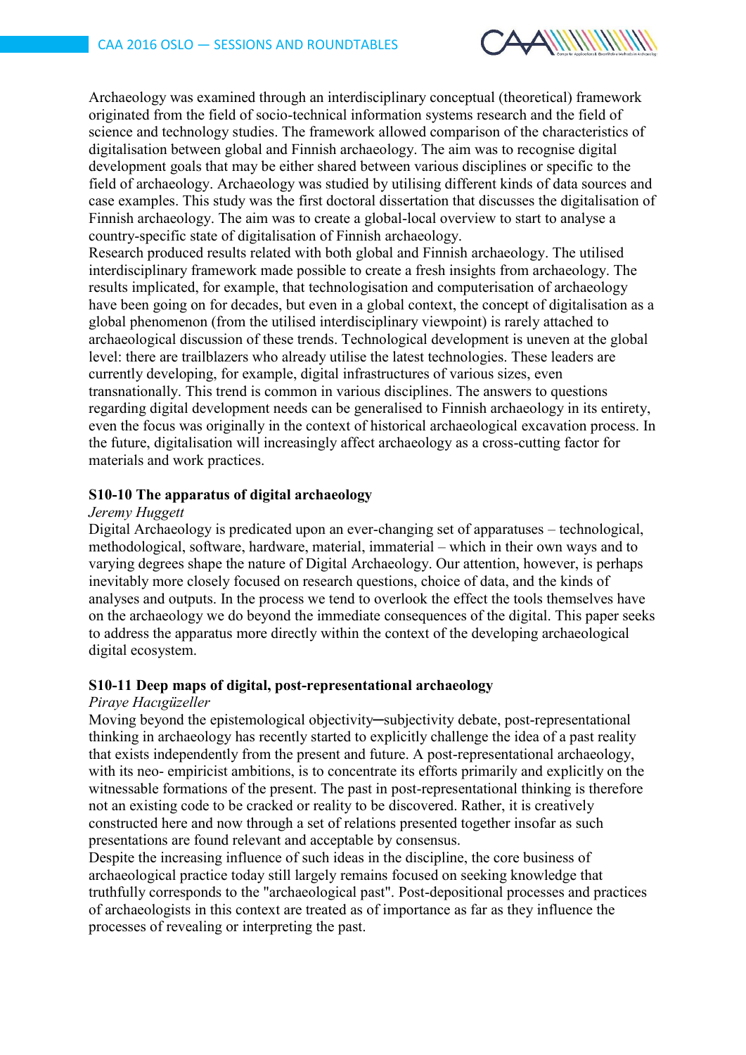Archaeology was examined through an interdisciplinary conceptual (theoretical) framework originated from the field of socio-technical information systems research and the field of science and technology studies. The framework allowed comparison of the characteristics of digitalisation between global and Finnish archaeology. The aim was to recognise digital development goals that may be either shared between various disciplines or specific to the field of archaeology. Archaeology was studied by utilising different kinds of data sources and case examples. This study was the first doctoral dissertation that discusses the digitalisation of Finnish archaeology. The aim was to create a global-local overview to start to analyse a country-specific state of digitalisation of Finnish archaeology.

Research produced results related with both global and Finnish archaeology. The utilised interdisciplinary framework made possible to create a fresh insights from archaeology. The results implicated, for example, that technologisation and computerisation of archaeology have been going on for decades, but even in a global context, the concept of digitalisation as a global phenomenon (from the utilised interdisciplinary viewpoint) is rarely attached to archaeological discussion of these trends. Technological development is uneven at the global level: there are trailblazers who already utilise the latest technologies. These leaders are currently developing, for example, digital infrastructures of various sizes, even transnationally. This trend is common in various disciplines. The answers to questions regarding digital development needs can be generalised to Finnish archaeology in its entirety, even the focus was originally in the context of historical archaeological excavation process. In the future, digitalisation will increasingly affect archaeology as a cross-cutting factor for materials and work practices.

### S10-10 The apparatus of digital archaeology

*Jeremy Huggett*

Digital Archaeology is predicated upon an ever-changing set of apparatuses – technological, methodological, software, hardware, material, immaterial – which in their own ways and to varying degrees shape the nature of Digital Archaeology. Our attention, however, is perhaps inevitably more closely focused on research questions, choice of data, and the kinds of analyses and outputs. In the process we tend to overlook the effect the tools themselves have on the archaeology we do beyond the immediate consequences of the digital. This paper seeks to address the apparatus more directly within the context of the developing archaeological digital ecosystem.

### S10-11 Deep maps of digital, post-representational archaeology

*Piraye Hacıgüzeller*

Moving beyond the epistemological objectivity─subjectivity debate, post-representational thinking in archaeology has recently started to explicitly challenge the idea of a past reality that exists independently from the present and future. A post-representational archaeology, with its neo- empiricist ambitions, is to concentrate its efforts primarily and explicitly on the witnessable formations of the present. The past in post-representational thinking is therefore not an existing code to be cracked or reality to be discovered. Rather, it is creatively constructed here and now through a set of relations presented together insofar as such presentations are found relevant and acceptable by consensus.

Despite the increasing influence of such ideas in the discipline, the core business of archaeological practice today still largely remains focused on seeking knowledge that truthfully corresponds to the "archaeological past". Post-depositional processes and practices of archaeologists in this context are treated as of importance as far as they influence the processes of revealing or interpreting the past.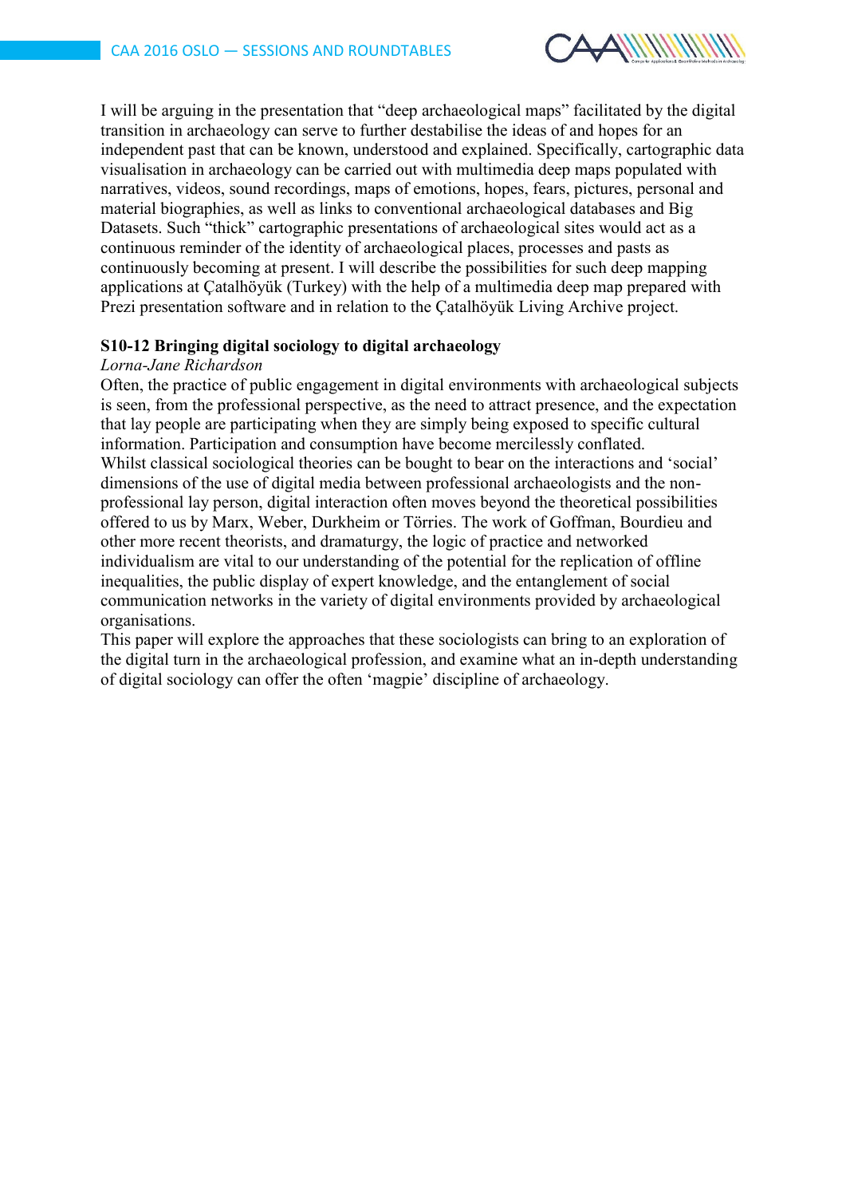I will be arguing in the presentation that "deep archaeological maps" facilitated by the digital transition in archaeology can serve to further destabilise the ideas of and hopes for an independent past that can be known, understood and explained. Specifically, cartographic data visualisation in archaeology can be carried out with multimedia deep maps populated with narratives, videos, sound recordings, maps of emotions, hopes, fears, pictures, personal and material biographies, as well as links to conventional archaeological databases and Big Datasets. Such "thick" cartographic presentations of archaeological sites would act as a continuous reminder of the identity of archaeological places, processes and pasts as continuously becoming at present. I will describe the possibilities for such deep mapping applications at Çatalhöyük (Turkey) with the help of a multimedia deep map prepared with Prezi presentation software and in relation to the Çatalhöyük Living Archive project.

**S10-12 Bringing digital sociology to digital archaeology**

*Lorna-Jane Richardson*

Often, the practice of public engagement in digital environments with archaeological subjects is seen, from the professional perspective, as the need to attract presence, and the expectation that lay people are participating when they are simply being exposed to specific cultural information. Participation and consumption have become mercilessly conflated.

Whilst classical sociological theories can be bought to bear on the interactions and 'social' dimensions of the use of digital media between professional archaeologists and the non-professional lay person, digital interaction often moves beyond the theoretical possibilities offered to us by Marx, Weber, Durkheim or Törries. The work of Goffman, Bourdieu and other more recent theorists, and dramaturgy, the logic of practice and networked individualism are vital to our understanding of the potential for the replication of offline inequalities, the public display of expert knowledge, and the entanglement of social communication networks in the variety of digital environments provided by archaeological organisations.

This paper will explore the approaches that these sociologists can bring to an exploration of the digital turn in the archaeological profession, and examine what an in-depth understanding of digital sociology can offer the often 'magpie' discipline of archaeology.